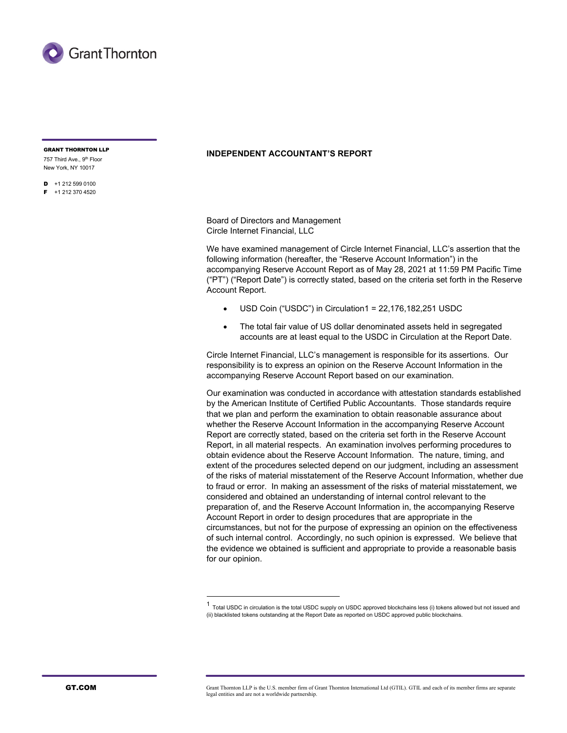GRANT THORNTON LLP
757 Third Ave., 9th Floor
New York, NY 10017

D +1 212 599 0100
F +1 212 370 4520

## INDEPENDENT ACCOUNTANT'S REPORT

Board of Directors and Management
Circle Internet Financial, LLC

We have examined management of Circle Internet Financial, LLC's assertion that the following information (hereafter, the "Reserve Account Information") in the accompanying Reserve Account Report as of May 28, 2021 at 11:59 PM Pacific Time ("PT") ("Report Date") is correctly stated, based on the criteria set forth in the Reserve Account Report.

- USD Coin ("USDC") in Circulation[1] = 22,176,182,251 USDC
- The total fair value of US dollar denominated assets held in segregated accounts are at least equal to the USDC in Circulation at the Report Date.

Circle Internet Financial, LLC's management is responsible for its assertions. Our responsibility is to express an opinion on the Reserve Account Information in the accompanying Reserve Account Report based on our examination.

Our examination was conducted in accordance with attestation standards established by the American Institute of Certified Public Accountants. Those standards require that we plan and perform the examination to obtain reasonable assurance about whether the Reserve Account Information in the accompanying Reserve Account Report are correctly stated, based on the criteria set forth in the Reserve Account Report, in all material respects. An examination involves performing procedures to obtain evidence about the Reserve Account Information. The nature, timing, and extent of the procedures selected depend on our judgment, including an assessment of the risks of material misstatement of the Reserve Account Information, whether due to fraud or error. In making an assessment of the risks of material misstatement, we considered and obtained an understanding of internal control relevant to the preparation of, and the Reserve Account Information in, the accompanying Reserve Account Report in order to design procedures that are appropriate in the circumstances, but not for the purpose of expressing an opinion on the effectiveness of such internal control. Accordingly, no such opinion is expressed. We believe that the evidence we obtained is sufficient and appropriate to provide a reasonable basis for our opinion.

[1] Total USDC in circulation is the total USDC supply on USDC approved blockchains less (i) tokens allowed but not issued and (ii) blacklisted tokens outstanding at the Report Date as reported on USDC approved public blockchains.

GT.COM

Grant Thornton LLP is the U.S. member firm of Grant Thornton International Ltd (GTIL). GTIL and each of its member firms are separate legal entities and are not a worldwide partnership.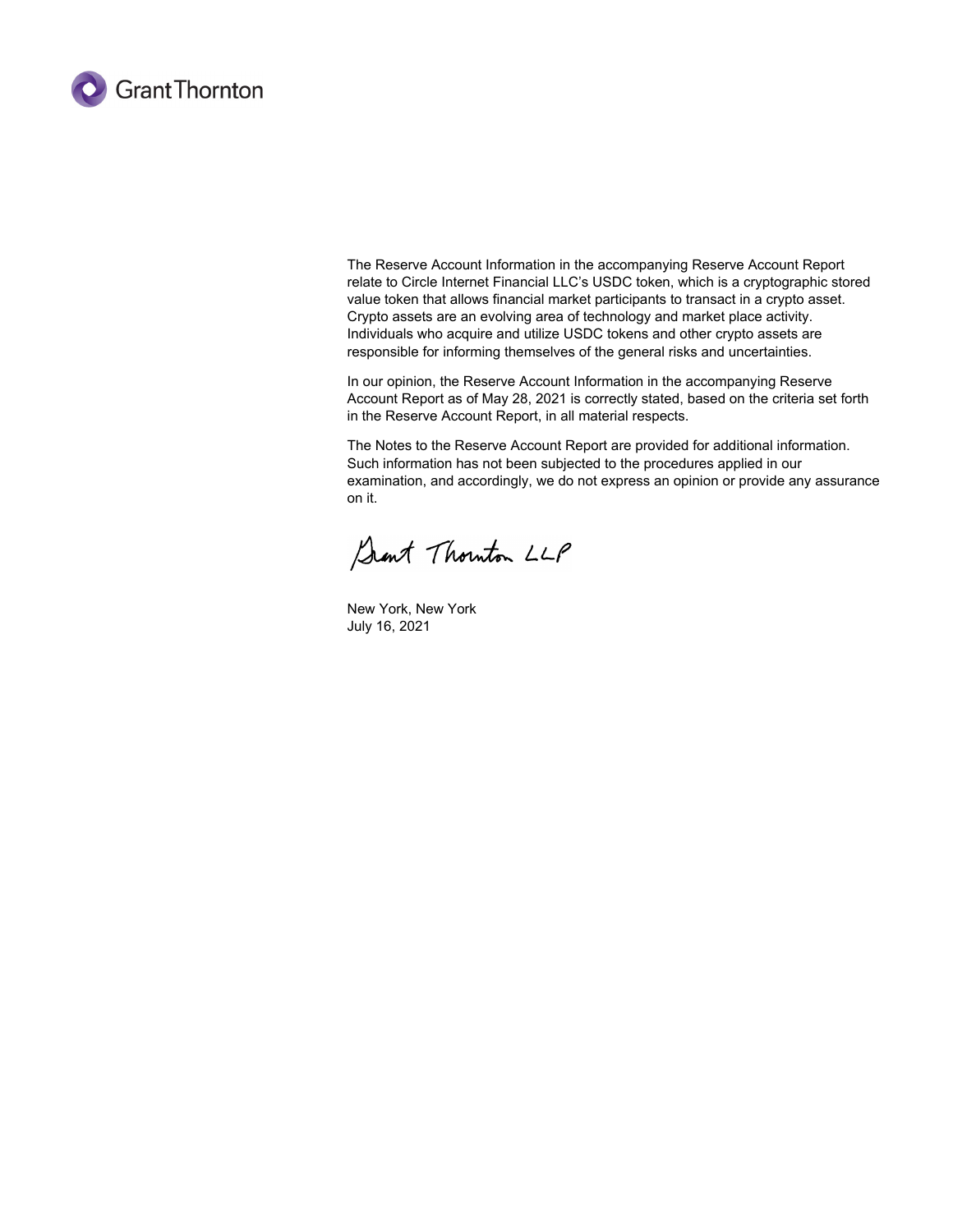The Reserve Account Information in the accompanying Reserve Account Report relate to Circle Internet Financial LLC's USDC token, which is a cryptographic stored value token that allows financial market participants to transact in a crypto asset. Crypto assets are an evolving area of technology and market place activity. Individuals who acquire and utilize USDC tokens and other crypto assets are responsible for informing themselves of the general risks and uncertainties.

In our opinion, the Reserve Account Information in the accompanying Reserve Account Report as of May 28, 2021 is correctly stated, based on the criteria set forth in the Reserve Account Report, in all material respects.

The Notes to the Reserve Account Report are provided for additional information. Such information has not been subjected to the procedures applied in our examination, and accordingly, we do not express an opinion or provide any assurance on it.

Grant Thornton LLP

New York, New York
July 16, 2021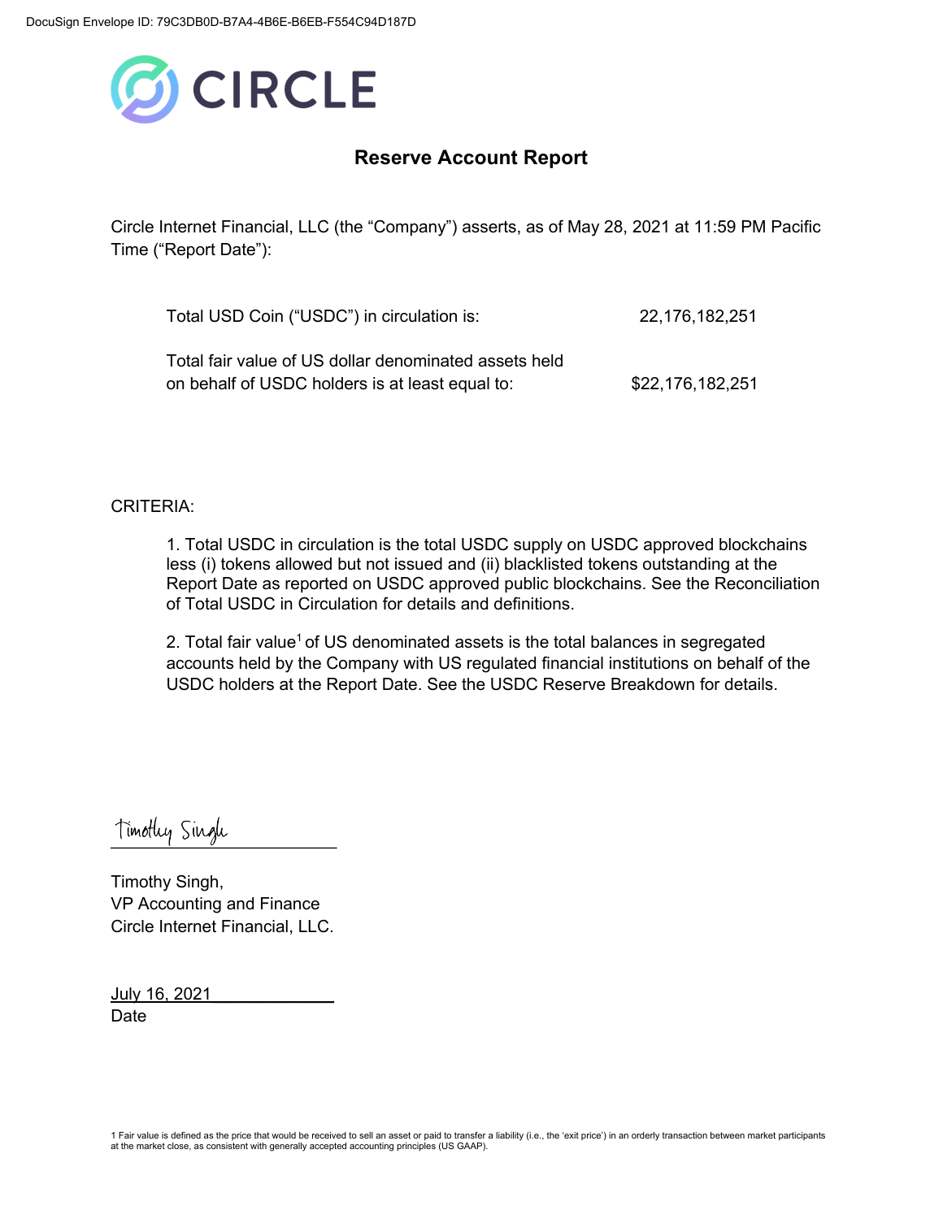DocuSign Envelope ID: 79C3DB0D-B7A4-4B6E-B6EB-F554C94D187D

CIRCLE

## Reserve Account Report

Circle Internet Financial, LLC (the "Company") asserts, as of May 28, 2021 at 11:59 PM Pacific Time ("Report Date"):

| | |
|---|---|
| Total USD Coin ("USDC") in circulation is: | 22,176,182,251 |
| Total fair value of US dollar denominated assets held on behalf of USDC holders is at least equal to: | $22,176,182,251 |

CRITERIA:

1. Total USDC in circulation is the total USDC supply on USDC approved blockchains less (i) tokens allowed but not issued and (ii) blacklisted tokens outstanding at the Report Date as reported on USDC approved public blockchains. See the Reconciliation of Total USDC in Circulation for details and definitions.

2. Total fair value[1] of US denominated assets is the total balances in segregated accounts held by the Company with US regulated financial institutions on behalf of the USDC holders at the Report Date. See the USDC Reserve Breakdown for details.

Timothy Singh

Timothy Singh,
VP Accounting and Finance
Circle Internet Financial, LLC.

July 16, 2021
Date

1 Fair value is defined as the price that would be received to sell an asset or paid to transfer a liability (i.e., the 'exit price') in an orderly transaction between market participants at the market close, as consistent with generally accepted accounting principles (US GAAP).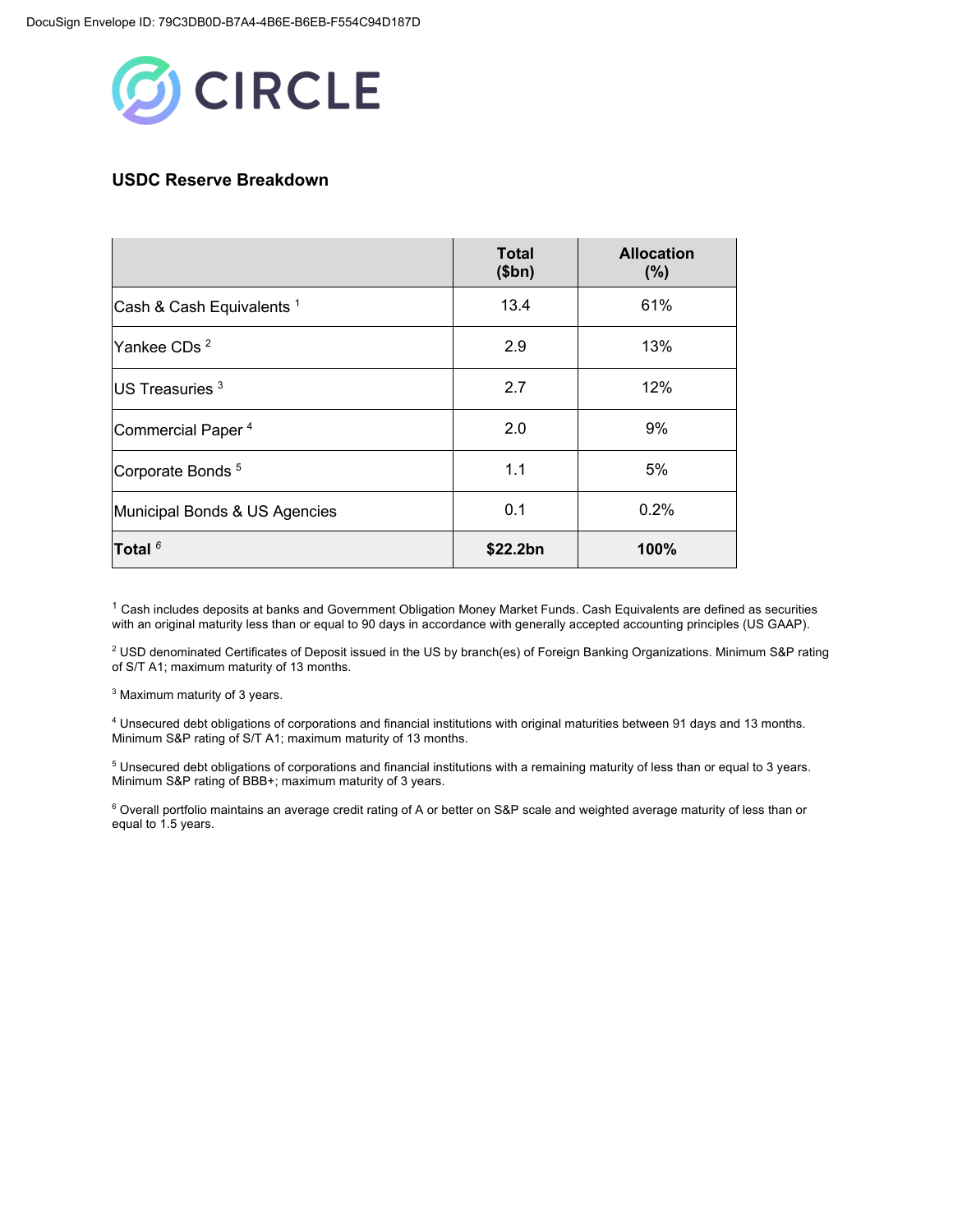## USDC Reserve Breakdown

| | Total ($bn) | Allocation (%) |
|---|---|---|
| Cash & Cash Equivalents [1] | 13.4 | 61% |
| Yankee CDs [2] | 2.9 | 13% |
| US Treasuries [3] | 2.7 | 12% |
| Commercial Paper [4] | 2.0 | 9% |
| Corporate Bonds [5] | 1.1 | 5% |
| Municipal Bonds & US Agencies | 0.1 | 0.2% |
| **Total** [6] | **$22.2bn** | **100%** |

[1] Cash includes deposits at banks and Government Obligation Money Market Funds. Cash Equivalents are defined as securities with an original maturity less than or equal to 90 days in accordance with generally accepted accounting principles (US GAAP).

[2] USD denominated Certificates of Deposit issued in the US by branch(es) of Foreign Banking Organizations. Minimum S&P rating of S/T A1; maximum maturity of 13 months.

[3] Maximum maturity of 3 years.

[4] Unsecured debt obligations of corporations and financial institutions with original maturities between 91 days and 13 months. Minimum S&P rating of S/T A1; maximum maturity of 13 months.

[5] Unsecured debt obligations of corporations and financial institutions with a remaining maturity of less than or equal to 3 years. Minimum S&P rating of BBB+; maximum maturity of 3 years.

[6] Overall portfolio maintains an average credit rating of A or better on S&P scale and weighted average maturity of less than or equal to 1.5 years.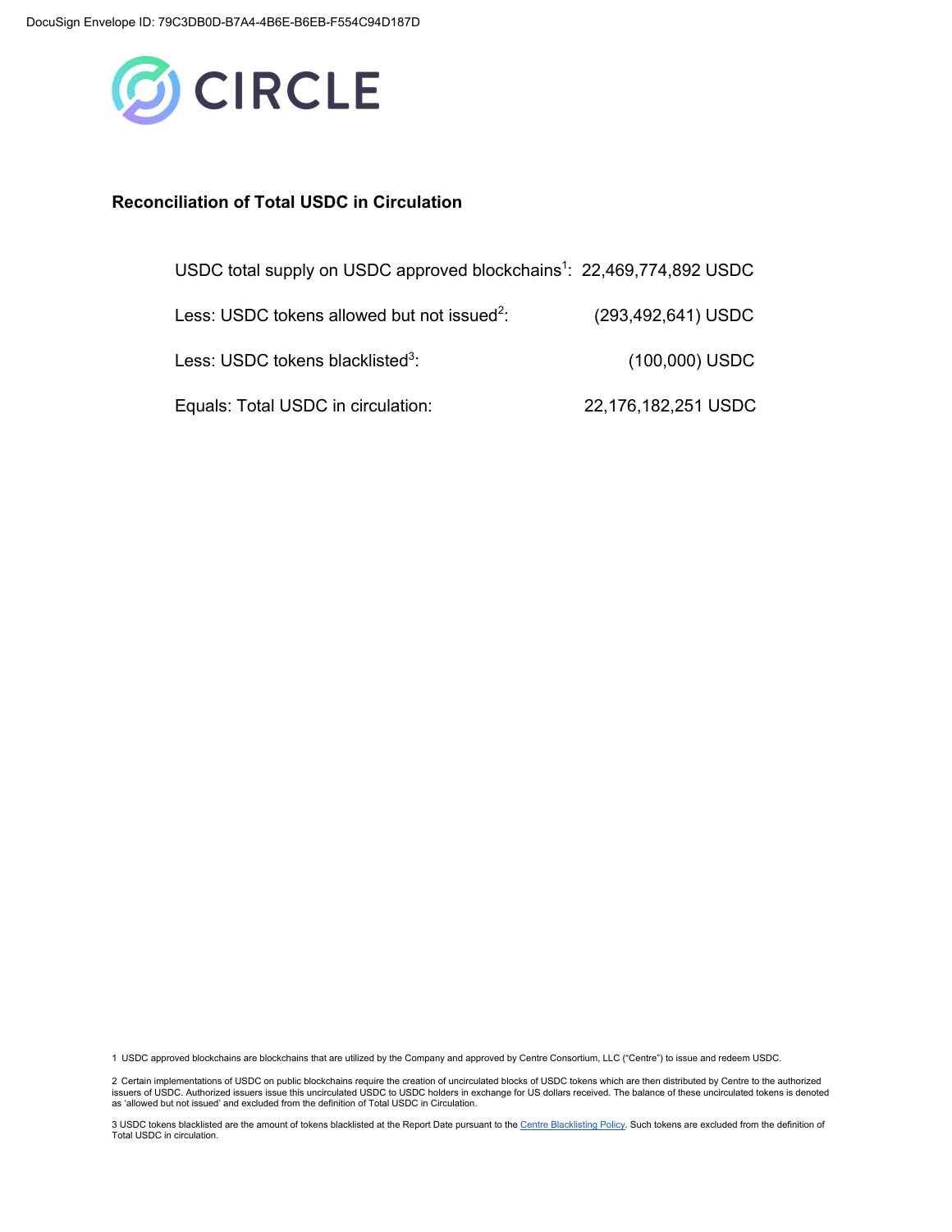CIRCLE

## Reconciliation of Total USDC in Circulation

| | |
|---|---|
| USDC total supply on USDC approved blockchains[1]: | 22,469,774,892 USDC |
| Less: USDC tokens allowed but not issued[2]: | (293,492,641) USDC |
| Less: USDC tokens blacklisted[3]: | (100,000) USDC |
| Equals: Total USDC in circulation: | 22,176,182,251 USDC |

1 USDC approved blockchains are blockchains that are utilized by the Company and approved by Centre Consortium, LLC ("Centre") to issue and redeem USDC.

2 Certain implementations of USDC on public blockchains require the creation of uncirculated blocks of USDC tokens which are then distributed by Centre to the authorized issuers of USDC. Authorized issuers issue this uncirculated USDC to USDC holders in exchange for US dollars received. The balance of these uncirculated tokens is denoted as 'allowed but not issued' and excluded from the definition of Total USDC in Circulation.

3 USDC tokens blacklisted are the amount of tokens blacklisted at the Report Date pursuant to the Centre Blacklisting Policy. Such tokens are excluded from the definition of Total USDC in circulation.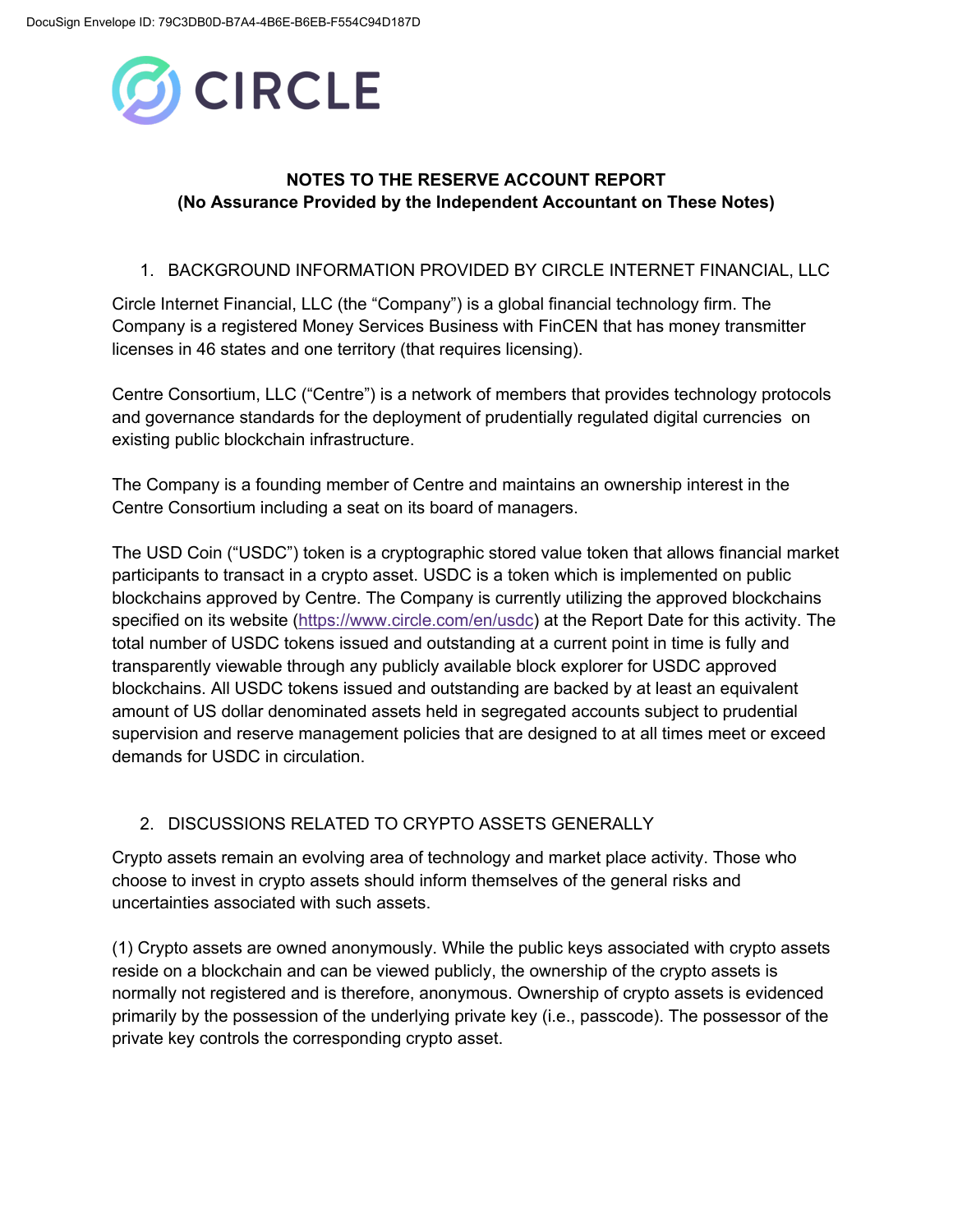**CIRCLE**

**NOTES TO THE RESERVE ACCOUNT REPORT**
**(No Assurance Provided by the Independent Accountant on These Notes)**

1. BACKGROUND INFORMATION PROVIDED BY CIRCLE INTERNET FINANCIAL, LLC

Circle Internet Financial, LLC (the "Company") is a global financial technology firm. The Company is a registered Money Services Business with FinCEN that has money transmitter licenses in 46 states and one territory (that requires licensing).

Centre Consortium, LLC ("Centre") is a network of members that provides technology protocols and governance standards for the deployment of prudentially regulated digital currencies on existing public blockchain infrastructure.

The Company is a founding member of Centre and maintains an ownership interest in the Centre Consortium including a seat on its board of managers.

The USD Coin ("USDC") token is a cryptographic stored value token that allows financial market participants to transact in a crypto asset. USDC is a token which is implemented on public blockchains approved by Centre. The Company is currently utilizing the approved blockchains specified on its website (https://www.circle.com/en/usdc) at the Report Date for this activity. The total number of USDC tokens issued and outstanding at a current point in time is fully and transparently viewable through any publicly available block explorer for USDC approved blockchains. All USDC tokens issued and outstanding are backed by at least an equivalent amount of US dollar denominated assets held in segregated accounts subject to prudential supervision and reserve management policies that are designed to at all times meet or exceed demands for USDC in circulation.

2. DISCUSSIONS RELATED TO CRYPTO ASSETS GENERALLY

Crypto assets remain an evolving area of technology and market place activity. Those who choose to invest in crypto assets should inform themselves of the general risks and uncertainties associated with such assets.

(1) Crypto assets are owned anonymously. While the public keys associated with crypto assets reside on a blockchain and can be viewed publicly, the ownership of the crypto assets is normally not registered and is therefore, anonymous. Ownership of crypto assets is evidenced primarily by the possession of the underlying private key (i.e., passcode). The possessor of the private key controls the corresponding crypto asset.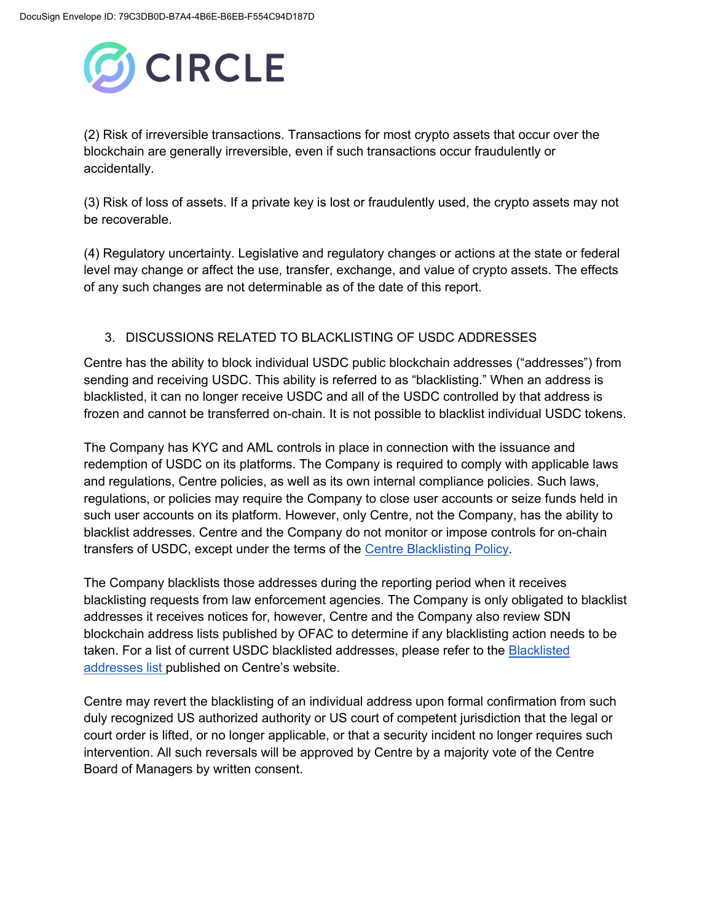(2) Risk of irreversible transactions. Transactions for most crypto assets that occur over the blockchain are generally irreversible, even if such transactions occur fraudulently or accidentally.

(3) Risk of loss of assets. If a private key is lost or fraudulently used, the crypto assets may not be recoverable.

(4) Regulatory uncertainty. Legislative and regulatory changes or actions at the state or federal level may change or affect the use, transfer, exchange, and value of crypto assets. The effects of any such changes are not determinable as of the date of this report.

## 3. DISCUSSIONS RELATED TO BLACKLISTING OF USDC ADDRESSES

Centre has the ability to block individual USDC public blockchain addresses ("addresses") from sending and receiving USDC. This ability is referred to as "blacklisting." When an address is blacklisted, it can no longer receive USDC and all of the USDC controlled by that address is frozen and cannot be transferred on-chain. It is not possible to blacklist individual USDC tokens.

The Company has KYC and AML controls in place in connection with the issuance and redemption of USDC on its platforms. The Company is required to comply with applicable laws and regulations, Centre policies, as well as its own internal compliance policies. Such laws, regulations, or policies may require the Company to close user accounts or seize funds held in such user accounts on its platform. However, only Centre, not the Company, has the ability to blacklist addresses. Centre and the Company do not monitor or impose controls for on-chain transfers of USDC, except under the terms of the Centre Blacklisting Policy.

The Company blacklists those addresses during the reporting period when it receives blacklisting requests from law enforcement agencies. The Company is only obligated to blacklist addresses it receives notices for, however, Centre and the Company also review SDN blockchain address lists published by OFAC to determine if any blacklisting action needs to be taken. For a list of current USDC blacklisted addresses, please refer to the Blacklisted addresses list published on Centre's website.

Centre may revert the blacklisting of an individual address upon formal confirmation from such duly recognized US authorized authority or US court of competent jurisdiction that the legal or court order is lifted, or no longer applicable, or that a security incident no longer requires such intervention. All such reversals will be approved by Centre by a majority vote of the Centre Board of Managers by written consent.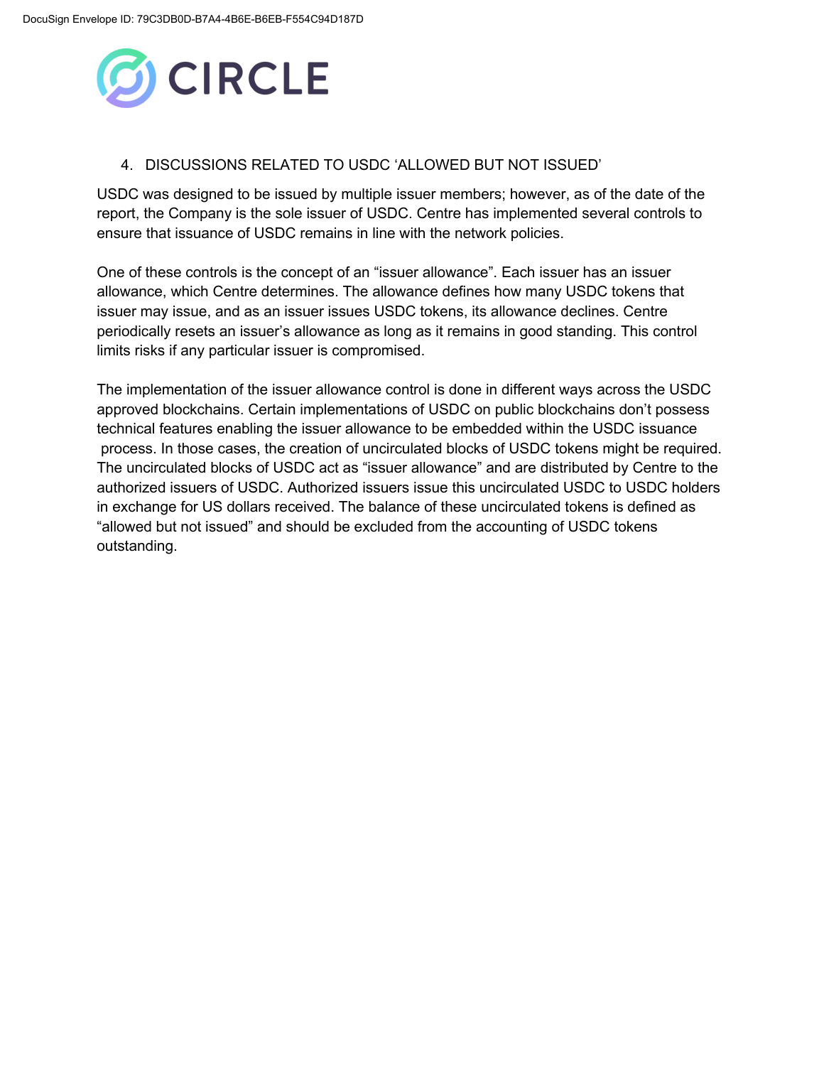## 4. DISCUSSIONS RELATED TO USDC 'ALLOWED BUT NOT ISSUED'

USDC was designed to be issued by multiple issuer members; however, as of the date of the report, the Company is the sole issuer of USDC. Centre has implemented several controls to ensure that issuance of USDC remains in line with the network policies.

One of these controls is the concept of an "issuer allowance". Each issuer has an issuer allowance, which Centre determines. The allowance defines how many USDC tokens that issuer may issue, and as an issuer issues USDC tokens, its allowance declines. Centre periodically resets an issuer's allowance as long as it remains in good standing. This control limits risks if any particular issuer is compromised.

The implementation of the issuer allowance control is done in different ways across the USDC approved blockchains. Certain implementations of USDC on public blockchains don't possess technical features enabling the issuer allowance to be embedded within the USDC issuance process. In those cases, the creation of uncirculated blocks of USDC tokens might be required. The uncirculated blocks of USDC act as "issuer allowance" and are distributed by Centre to the authorized issuers of USDC. Authorized issuers issue this uncirculated USDC to USDC holders in exchange for US dollars received. The balance of these uncirculated tokens is defined as "allowed but not issued" and should be excluded from the accounting of USDC tokens outstanding.